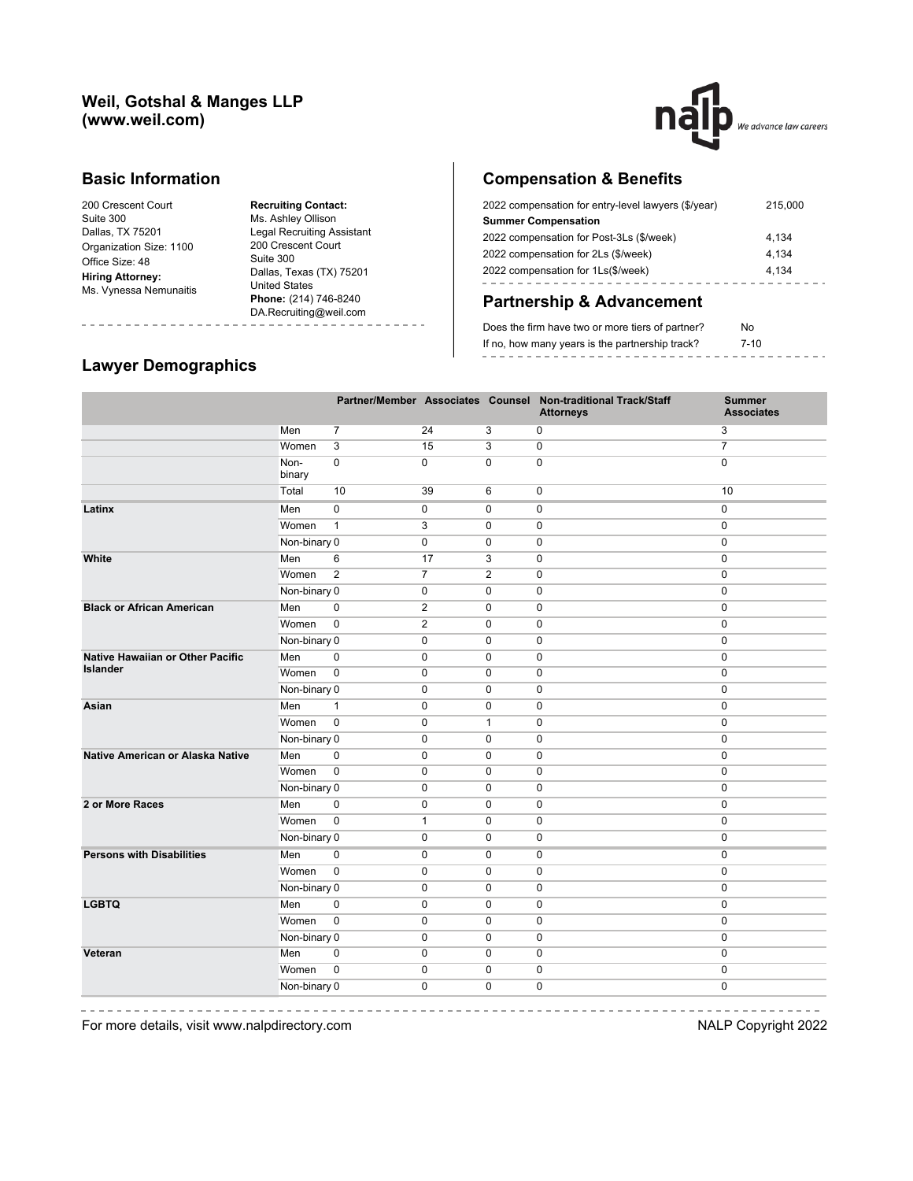**Weil, Gotshal & Manges LLP**
**(www.weil.com)**

## Basic Information

200 Crescent Court
Suite 300
Dallas, TX 75201
Organization Size: 1100
Office Size: 48
**Hiring Attorney:**
Ms. Vynessa Nemunaitis

**Recruiting Contact:**
Ms. Ashley Ollison
Legal Recruiting Assistant
200 Crescent Court
Suite 300
Dallas, Texas (TX) 75201
United States
**Phone:** (214) 746-8240
DA.Recruiting@weil.com

## Compensation & Benefits

| | |
|---|---|
| 2022 compensation for entry-level lawyers ($/year) | 215,000 |
| **Summer Compensation** | |
| 2022 compensation for Post-3Ls ($/week) | 4,134 |
| 2022 compensation for 2Ls ($/week) | 4,134 |
| 2022 compensation for 1Ls($/week) | 4,134 |

## Partnership & Advancement

| | |
|---|---|
| Does the firm have two or more tiers of partner? | No |
| If no, how many years is the partnership track? | 7-10 |

## Lawyer Demographics

| | | Partner/Member | Associates | Counsel | Non-traditional Track/Staff Attorneys | Summer Associates |
|---|---|---|---|---|---|---|
| | Men | 7 | 24 | 3 | 0 | 3 |
| | Women | 3 | 15 | 3 | 0 | 7 |
| | Non-binary | 0 | 0 | 0 | 0 | 0 |
| | Total | 10 | 39 | 6 | 0 | 10 |
| **Latinx** | Men | 0 | 0 | 0 | 0 | 0 |
| | Women | 1 | 3 | 0 | 0 | 0 |
| | Non-binary | 0 | 0 | 0 | 0 | 0 |
| **White** | Men | 6 | 17 | 3 | 0 | 0 |
| | Women | 2 | 7 | 2 | 0 | 0 |
| | Non-binary | 0 | 0 | 0 | 0 | 0 |
| **Black or African American** | Men | 0 | 2 | 0 | 0 | 0 |
| | Women | 0 | 2 | 0 | 0 | 0 |
| | Non-binary | 0 | 0 | 0 | 0 | 0 |
| **Native Hawaiian or Other Pacific Islander** | Men | 0 | 0 | 0 | 0 | 0 |
| | Women | 0 | 0 | 0 | 0 | 0 |
| | Non-binary | 0 | 0 | 0 | 0 | 0 |
| **Asian** | Men | 1 | 0 | 0 | 0 | 0 |
| | Women | 0 | 0 | 1 | 0 | 0 |
| | Non-binary | 0 | 0 | 0 | 0 | 0 |
| **Native American or Alaska Native** | Men | 0 | 0 | 0 | 0 | 0 |
| | Women | 0 | 0 | 0 | 0 | 0 |
| | Non-binary | 0 | 0 | 0 | 0 | 0 |
| **2 or More Races** | Men | 0 | 0 | 0 | 0 | 0 |
| | Women | 0 | 1 | 0 | 0 | 0 |
| | Non-binary | 0 | 0 | 0 | 0 | 0 |
| **Persons with Disabilities** | Men | 0 | 0 | 0 | 0 | 0 |
| | Women | 0 | 0 | 0 | 0 | 0 |
| | Non-binary | 0 | 0 | 0 | 0 | 0 |
| **LGBTQ** | Men | 0 | 0 | 0 | 0 | 0 |
| | Women | 0 | 0 | 0 | 0 | 0 |
| | Non-binary | 0 | 0 | 0 | 0 | 0 |
| **Veteran** | Men | 0 | 0 | 0 | 0 | 0 |
| | Women | 0 | 0 | 0 | 0 | 0 |
| | Non-binary | 0 | 0 | 0 | 0 | 0 |

For more details, visit www.nalpdirectory.com

NALP Copyright 2022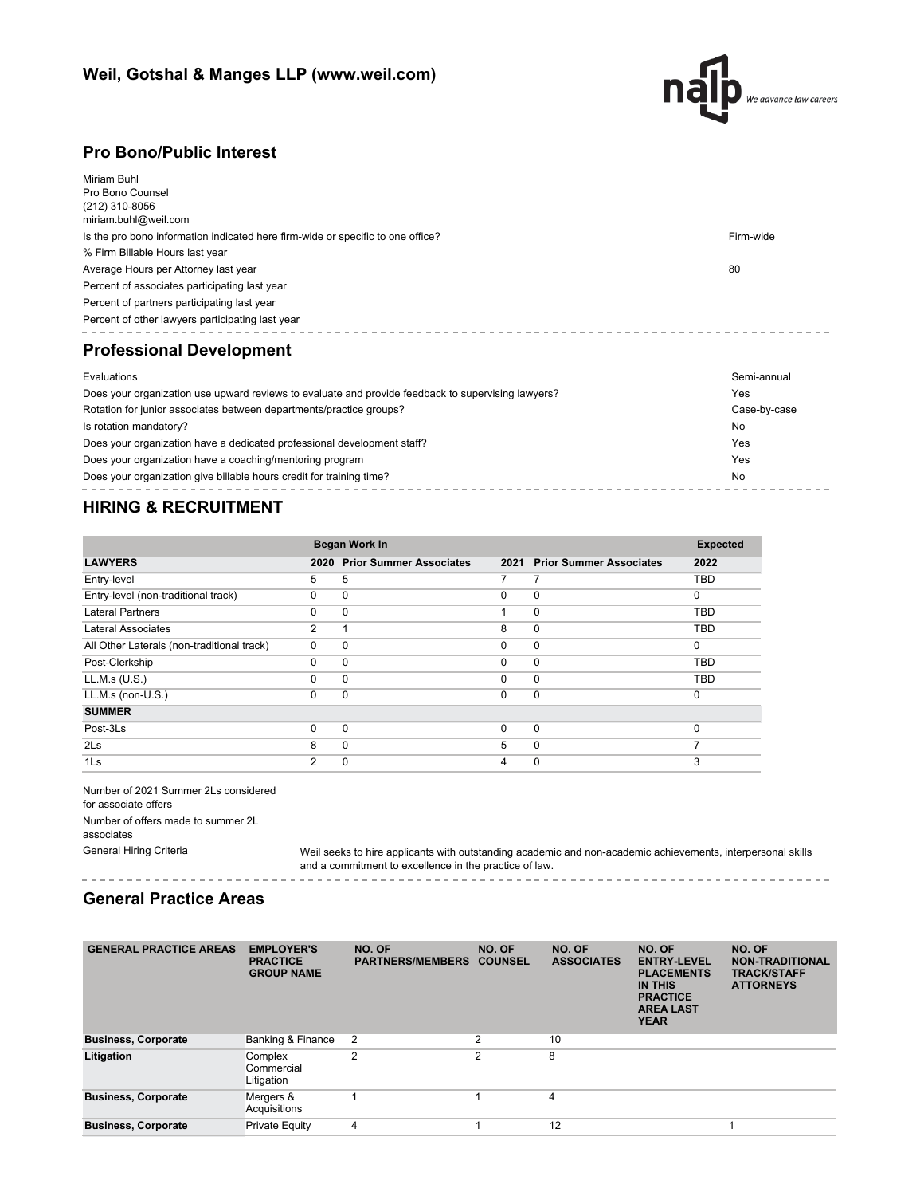## Weil, Gotshal & Manges LLP (www.weil.com)

## Pro Bono/Public Interest

Miriam Buhl
Pro Bono Counsel
(212) 310-8056
miriam.buhl@weil.com

| | |
|---|---|
| Is the pro bono information indicated here firm-wide or specific to one office? | Firm-wide |
| % Firm Billable Hours last year | |
| Average Hours per Attorney last year | 80 |
| Percent of associates participating last year | |
| Percent of partners participating last year | |
| Percent of other lawyers participating last year | |

## Professional Development

| | |
|---|---|
| Evaluations | Semi-annual |
| Does your organization use upward reviews to evaluate and provide feedback to supervising lawyers? | Yes |
| Rotation for junior associates between departments/practice groups? | Case-by-case |
| Is rotation mandatory? | No |
| Does your organization have a dedicated professional development staff? | Yes |
| Does your organization have a coaching/mentoring program | Yes |
| Does your organization give billable hours credit for training time? | No |

## HIRING & RECRUITMENT

| | Began Work In | | | | Expected |
|---|---|---|---|---|---|
| **LAWYERS** | **2020** | **Prior Summer Associates** | **2021** | **Prior Summer Associates** | **2022** |
| Entry-level | 5 | 5 | 7 | 7 | TBD |
| Entry-level (non-traditional track) | 0 | 0 | 0 | 0 | 0 |
| Lateral Partners | 0 | 0 | 1 | 0 | TBD |
| Lateral Associates | 2 | 1 | 8 | 0 | TBD |
| All Other Laterals (non-traditional track) | 0 | 0 | 0 | 0 | 0 |
| Post-Clerkship | 0 | 0 | 0 | 0 | TBD |
| LL.M.s (U.S.) | 0 | 0 | 0 | 0 | TBD |
| LL.M.s (non-U.S.) | 0 | 0 | 0 | 0 | 0 |
| **SUMMER** | | | | | |
| Post-3Ls | 0 | 0 | 0 | 0 | 0 |
| 2Ls | 8 | 0 | 5 | 0 | 7 |
| 1Ls | 2 | 0 | 4 | 0 | 3 |

| | |
|---|---|
| Number of 2021 Summer 2Ls considered for associate offers | |
| Number of offers made to summer 2L associates | |
| General Hiring Criteria | Weil seeks to hire applicants with outstanding academic and non-academic achievements, interpersonal skills and a commitment to excellence in the practice of law. |

## General Practice Areas

| GENERAL PRACTICE AREAS | EMPLOYER'S PRACTICE GROUP NAME | NO. OF PARTNERS/MEMBERS | NO. OF COUNSEL | NO. OF ASSOCIATES | NO. OF ENTRY-LEVEL PLACEMENTS IN THIS PRACTICE AREA LAST YEAR | NO. OF NON-TRADITIONAL TRACK/STAFF ATTORNEYS |
|---|---|---|---|---|---|---|
| **Business, Corporate** | Banking & Finance | 2 | 2 | 10 | | |
| **Litigation** | Complex Commercial Litigation | 2 | 2 | 8 | | |
| **Business, Corporate** | Mergers & Acquisitions | 1 | 1 | 4 | | |
| **Business, Corporate** | Private Equity | 4 | 1 | 12 | | 1 |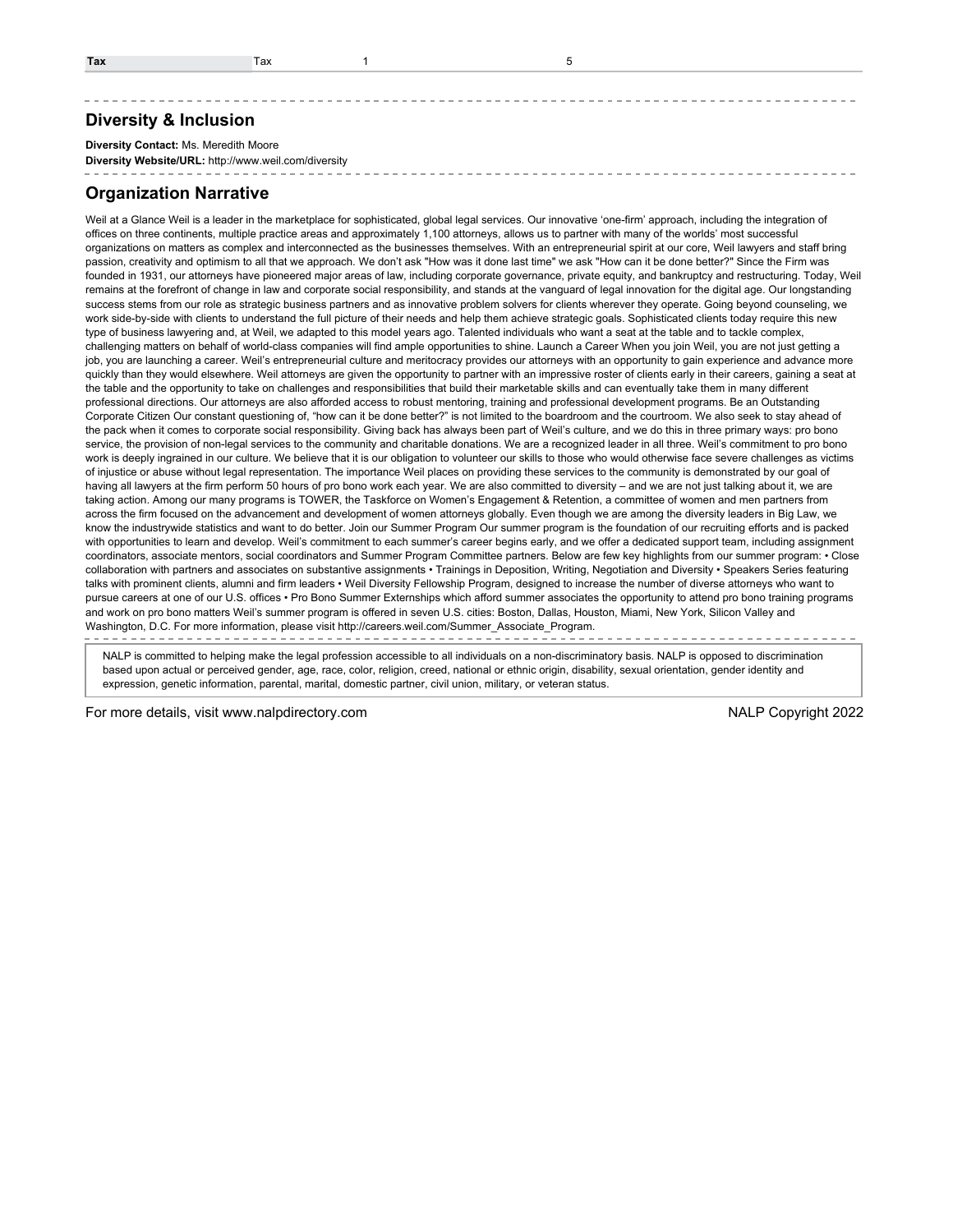| | | | |
|---|---|---|---|
| **Tax** | Tax | 1 | 5 |

## Diversity & Inclusion

**Diversity Contact:** Ms. Meredith Moore
**Diversity Website/URL:** http://www.weil.com/diversity

## Organization Narrative

Weil at a Glance Weil is a leader in the marketplace for sophisticated, global legal services. Our innovative 'one-firm' approach, including the integration of offices on three continents, multiple practice areas and approximately 1,100 attorneys, allows us to partner with many of the worlds' most successful organizations on matters as complex and interconnected as the businesses themselves. With an entrepreneurial spirit at our core, Weil lawyers and staff bring passion, creativity and optimism to all that we approach. We don't ask "How was it done last time" we ask "How can it be done better?" Since the Firm was founded in 1931, our attorneys have pioneered major areas of law, including corporate governance, private equity, and bankruptcy and restructuring. Today, Weil remains at the forefront of change in law and corporate social responsibility, and stands at the vanguard of legal innovation for the digital age. Our longstanding success stems from our role as strategic business partners and as innovative problem solvers for clients wherever they operate. Going beyond counseling, we work side-by-side with clients to understand the full picture of their needs and help them achieve strategic goals. Sophisticated clients today require this new type of business lawyering and, at Weil, we adapted to this model years ago. Talented individuals who want a seat at the table and to tackle complex, challenging matters on behalf of world-class companies will find ample opportunities to shine. Launch a Career When you join Weil, you are not just getting a job, you are launching a career. Weil's entrepreneurial culture and meritocracy provides our attorneys with an opportunity to gain experience and advance more quickly than they would elsewhere. Weil attorneys are given the opportunity to partner with an impressive roster of clients early in their careers, gaining a seat at the table and the opportunity to take on challenges and responsibilities that build their marketable skills and can eventually take them in many different professional directions. Our attorneys are also afforded access to robust mentoring, training and professional development programs. Be an Outstanding Corporate Citizen Our constant questioning of, "how can it be done better?" is not limited to the boardroom and the courtroom. We also seek to stay ahead of the pack when it comes to corporate social responsibility. Giving back has always been part of Weil's culture, and we do this in three primary ways: pro bono service, the provision of non-legal services to the community and charitable donations. We are a recognized leader in all three. Weil's commitment to pro bono work is deeply ingrained in our culture. We believe that it is our obligation to volunteer our skills to those who would otherwise face severe challenges as victims of injustice or abuse without legal representation. The importance Weil places on providing these services to the community is demonstrated by our goal of having all lawyers at the firm perform 50 hours of pro bono work each year. We are also committed to diversity – and we are not just talking about it, we are taking action. Among our many programs is TOWER, the Taskforce on Women's Engagement & Retention, a committee of women and men partners from across the firm focused on the advancement and development of women attorneys globally. Even though we are among the diversity leaders in Big Law, we know the industrywide statistics and want to do better. Join our Summer Program Our summer program is the foundation of our recruiting efforts and is packed with opportunities to learn and develop. Weil's commitment to each summer's career begins early, and we offer a dedicated support team, including assignment coordinators, associate mentors, social coordinators and Summer Program Committee partners. Below are few key highlights from our summer program: • Close collaboration with partners and associates on substantive assignments • Trainings in Deposition, Writing, Negotiation and Diversity • Speakers Series featuring talks with prominent clients, alumni and firm leaders • Weil Diversity Fellowship Program, designed to increase the number of diverse attorneys who want to pursue careers at one of our U.S. offices • Pro Bono Summer Externships which afford summer associates the opportunity to attend pro bono training programs and work on pro bono matters Weil's summer program is offered in seven U.S. cities: Boston, Dallas, Houston, Miami, New York, Silicon Valley and Washington, D.C. For more information, please visit http://careers.weil.com/Summer_Associate_Program.

NALP is committed to helping make the legal profession accessible to all individuals on a non-discriminatory basis. NALP is opposed to discrimination based upon actual or perceived gender, age, race, color, religion, creed, national or ethnic origin, disability, sexual orientation, gender identity and expression, genetic information, parental, marital, domestic partner, civil union, military, or veteran status.

For more details, visit www.nalpdirectory.com

NALP Copyright 2022